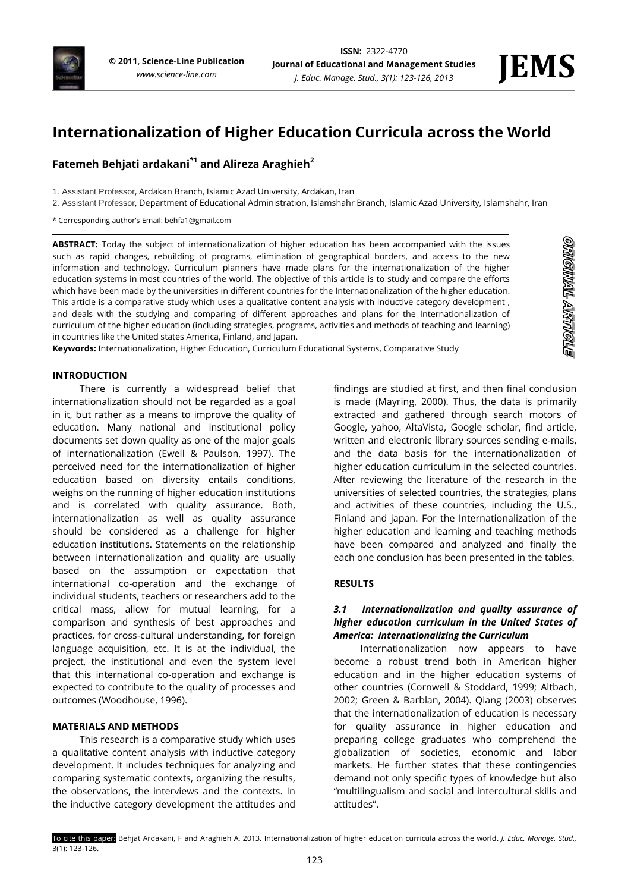# Internationalization of Higher Education Curricula across the World

**Fatemeh Behjati ardakani[*1] and Alireza Araghieh[2]**

1. Assistant Professor, Ardakan Branch, Islamic Azad University, Ardakan, Iran
2. Assistant Professor, Department of Educational Administration, Islamshahr Branch, Islamic Azad University, Islamshahr, Iran

\* Corresponding author's Email: behfa1@gmail.com

ORIGINAL ARTICLE

**ABSTRACT:** Today the subject of internationalization of higher education has been accompanied with the issues such as rapid changes, rebuilding of programs, elimination of geographical borders, and access to the new information and technology. Curriculum planners have made plans for the internationalization of the higher education systems in most countries of the world. The objective of this article is to study and compare the efforts which have been made by the universities in different countries for the Internationalization of the higher education. This article is a comparative study which uses a qualitative content analysis with inductive category development , and deals with the studying and comparing of different approaches and plans for the Internationalization of curriculum of the higher education (including strategies, programs, activities and methods of teaching and learning) in countries like the United states America, Finland, and Japan.

**Keywords:** Internationalization, Higher Education, Curriculum Educational Systems, Comparative Study

## INTRODUCTION

There is currently a widespread belief that internationalization should not be regarded as a goal in it, but rather as a means to improve the quality of education. Many national and institutional policy documents set down quality as one of the major goals of internationalization (Ewell & Paulson, 1997). The perceived need for the internationalization of higher education based on diversity entails conditions, weighs on the running of higher education institutions and is correlated with quality assurance. Both, internationalization as well as quality assurance should be considered as a challenge for higher education institutions. Statements on the relationship between internationalization and quality are usually based on the assumption or expectation that international co-operation and the exchange of individual students, teachers or researchers add to the critical mass, allow for mutual learning, for a comparison and synthesis of best approaches and practices, for cross-cultural understanding, for foreign language acquisition, etc. It is at the individual, the project, the institutional and even the system level that this international co-operation and exchange is expected to contribute to the quality of processes and outcomes (Woodhouse, 1996).

## MATERIALS AND METHODS

This research is a comparative study which uses a qualitative content analysis with inductive category development. It includes techniques for analyzing and comparing systematic contexts, organizing the results, the observations, the interviews and the contexts. In the inductive category development the attitudes and findings are studied at first, and then final conclusion is made (Mayring, 2000). Thus, the data is primarily extracted and gathered through search motors of Google, yahoo, AltaVista, Google scholar, find article, written and electronic library sources sending e-mails, and the data basis for the internationalization of higher education curriculum in the selected countries. After reviewing the literature of the research in the universities of selected countries, the strategies, plans and activities of these countries, including the U.S., Finland and japan. For the Internationalization of the higher education and learning and teaching methods have been compared and analyzed and finally the each one conclusion has been presented in the tables.

## RESULTS

### *3.1 Internationalization and quality assurance of higher education curriculum in the United States of America: Internationalizing the Curriculum*

Internationalization now appears to have become a robust trend both in American higher education and in the higher education systems of other countries (Cornwell & Stoddard, 1999; Altbach, 2002; Green & Barblan, 2004). Qiang (2003) observes that the internationalization of education is necessary for quality assurance in higher education and preparing college graduates who comprehend the globalization of societies, economic and labor markets. He further states that these contingencies demand not only specific types of knowledge but also "multilingualism and social and intercultural skills and attitudes".

To cite this paper: Behjat Ardakani, F and Araghieh A, 2013. Internationalization of higher education curricula across the world. *J. Educ. Manage. Stud.,* 3(1): 123-126.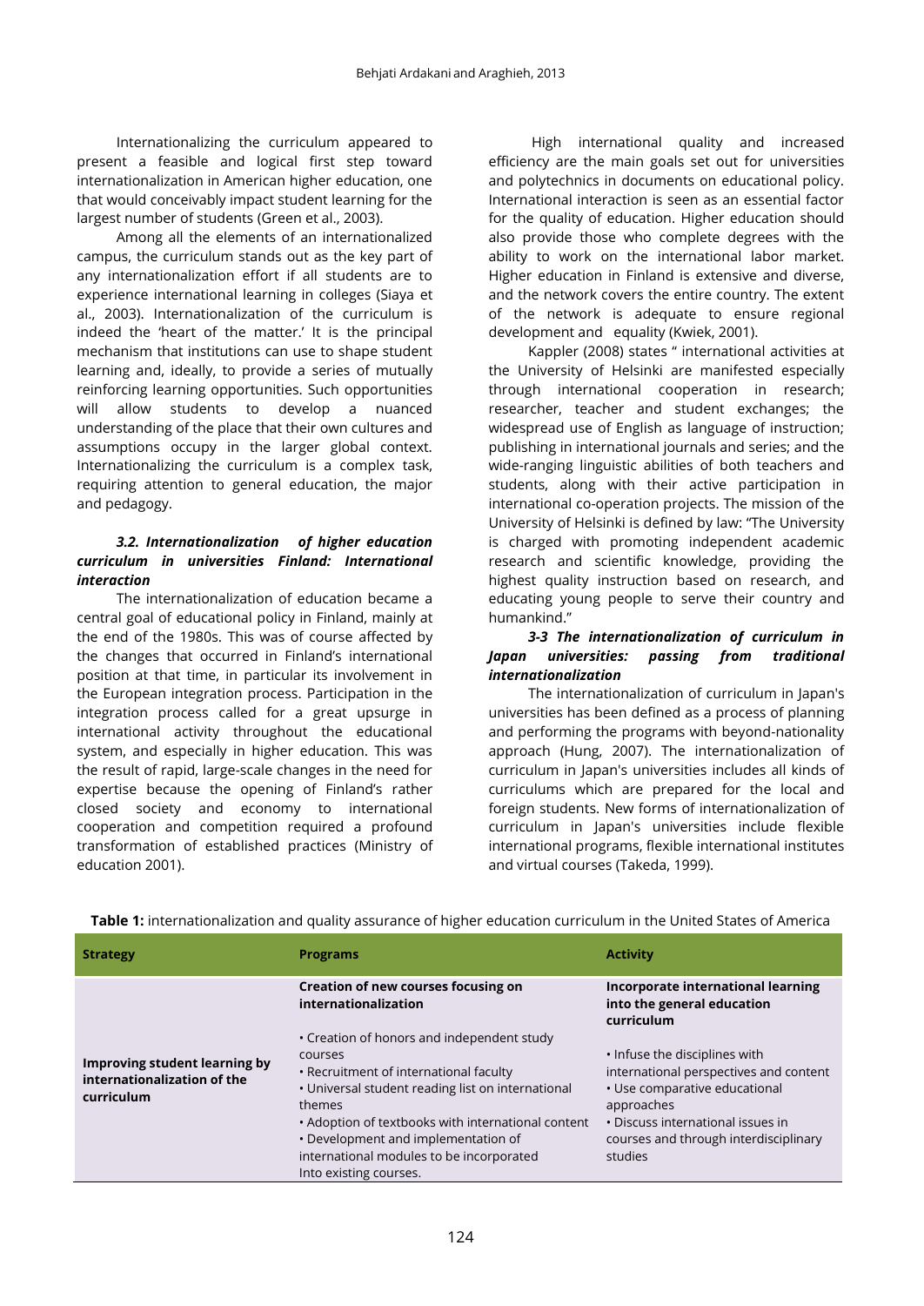Internationalizing the curriculum appeared to present a feasible and logical first step toward internationalization in American higher education, one that would conceivably impact student learning for the largest number of students (Green et al., 2003).

Among all the elements of an internationalized campus, the curriculum stands out as the key part of any internationalization effort if all students are to experience international learning in colleges (Siaya et al., 2003). Internationalization of the curriculum is indeed the 'heart of the matter.' It is the principal mechanism that institutions can use to shape student learning and, ideally, to provide a series of mutually reinforcing learning opportunities. Such opportunities will allow students to develop a nuanced understanding of the place that their own cultures and assumptions occupy in the larger global context. Internationalizing the curriculum is a complex task, requiring attention to general education, the major and pedagogy.

### *3.2. Internationalization of higher education curriculum in universities Finland: International interaction*

The internationalization of education became a central goal of educational policy in Finland, mainly at the end of the 1980s. This was of course affected by the changes that occurred in Finland's international position at that time, in particular its involvement in the European integration process. Participation in the integration process called for a great upsurge in international activity throughout the educational system, and especially in higher education. This was the result of rapid, large-scale changes in the need for expertise because the opening of Finland's rather closed society and economy to international cooperation and competition required a profound transformation of established practices (Ministry of education 2001).

High international quality and increased efficiency are the main goals set out for universities and polytechnics in documents on educational policy. International interaction is seen as an essential factor for the quality of education. Higher education should also provide those who complete degrees with the ability to work on the international labor market. Higher education in Finland is extensive and diverse, and the network covers the entire country. The extent of the network is adequate to ensure regional development and equality (Kwiek, 2001).

Kappler (2008) states " international activities at the University of Helsinki are manifested especially through international cooperation in research; researcher, teacher and student exchanges; the widespread use of English as language of instruction; publishing in international journals and series; and the wide-ranging linguistic abilities of both teachers and students, along with their active participation in international co-operation projects. The mission of the University of Helsinki is defined by law: "The University is charged with promoting independent academic research and scientific knowledge, providing the highest quality instruction based on research, and educating young people to serve their country and humankind."

### *3-3 The internationalization of curriculum in Japan universities: passing from traditional internationalization*

The internationalization of curriculum in Japan's universities has been defined as a process of planning and performing the programs with beyond-nationality approach (Hung, 2007). The internationalization of curriculum in Japan's universities includes all kinds of curriculums which are prepared for the local and foreign students. New forms of internationalization of curriculum in Japan's universities include flexible international programs, flexible international institutes and virtual courses (Takeda, 1999).

**Table 1:** internationalization and quality assurance of higher education curriculum in the United States of America

| Strategy | Programs | Activity |
|---|---|---|
| Improving student learning by internationalization of the curriculum | **Creation of new courses focusing on internationalization**<br>• Creation of honors and independent study courses<br>• Recruitment of international faculty<br>• Universal student reading list on international themes<br>• Adoption of textbooks with international content<br>• Development and implementation of international modules to be incorporated Into existing courses. | **Incorporate international learning into the general education curriculum**<br>• Infuse the disciplines with international perspectives and content<br>• Use comparative educational approaches<br>• Discuss international issues in courses and through interdisciplinary studies |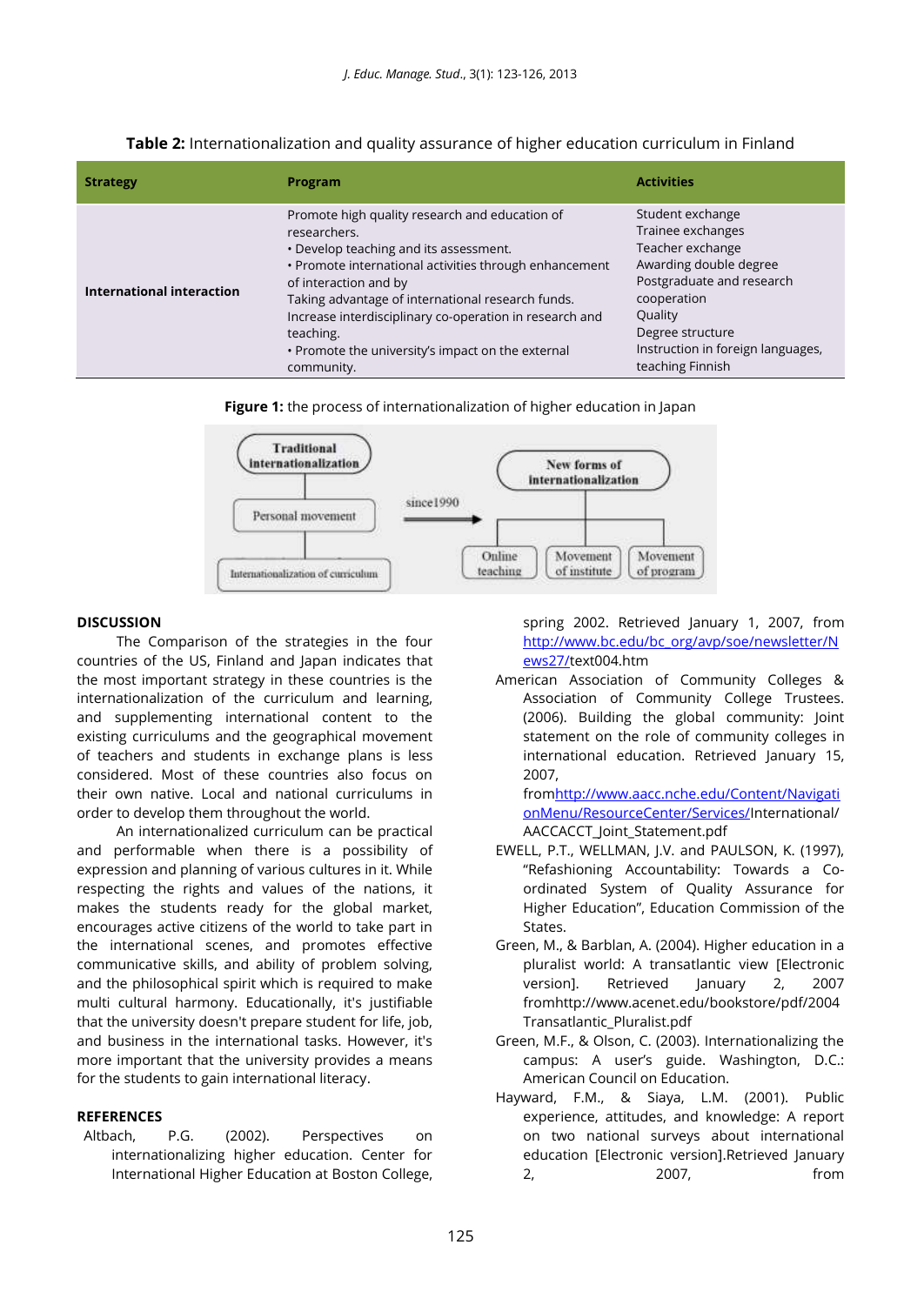**Table 2:** Internationalization and quality assurance of higher education curriculum in Finland

| Strategy | Program | Activities |
|---|---|---|
| **International interaction** | Promote high quality research and education of researchers.<br>• Develop teaching and its assessment.<br>• Promote international activities through enhancement of interaction and by<br>Taking advantage of international research funds.<br>Increase interdisciplinary co-operation in research and teaching.<br>• Promote the university's impact on the external community. | Student exchange<br>Trainee exchanges<br>Teacher exchange<br>Awarding double degree<br>Postgraduate and research cooperation<br>Quality<br>Degree structure<br>Instruction in foreign languages, teaching Finnish |

**Figure 1:** the process of internationalization of higher education in Japan

Traditional internationalization — Personal movement — Internationalization of curriculum

since1990 →

New forms of internationalization — Online teaching — Movement of institute — Movement of program

## DISCUSSION

The Comparison of the strategies in the four countries of the US, Finland and Japan indicates that the most important strategy in these countries is the internationalization of the curriculum and learning, and supplementing international content to the existing curriculums and the geographical movement of teachers and students in exchange plans is less considered. Most of these countries also focus on their own native. Local and national curriculums in order to develop them throughout the world.

An internationalized curriculum can be practical and performable when there is a possibility of expression and planning of various cultures in it. While respecting the rights and values of the nations, it makes the students ready for the global market, encourages active citizens of the world to take part in the international scenes, and promotes effective communicative skills, and ability of problem solving, and the philosophical spirit which is required to make multi cultural harmony. Educationally, it's justifiable that the university doesn't prepare student for life, job, and business in the international tasks. However, it's more important that the university provides a means for the students to gain international literacy.

## REFERENCES

Altbach, P.G. (2002). Perspectives on internationalizing higher education. Center for International Higher Education at Boston College, spring 2002. Retrieved January 1, 2007, from http://www.bc.edu/bc_org/avp/soe/newsletter/News27/text004.htm

American Association of Community Colleges & Association of Community College Trustees. (2006). Building the global community: Joint statement on the role of community colleges in international education. Retrieved January 15, 2007, fromhttp://www.aacc.nche.edu/Content/NavigationMenu/ResourceCenter/Services/International/AACCACCT_Joint_Statement.pdf

EWELL, P.T., WELLMAN, J.V. and PAULSON, K. (1997), "Refashioning Accountability: Towards a Co-ordinated System of Quality Assurance for Higher Education", Education Commission of the States.

Green, M., & Barblan, A. (2004). Higher education in a pluralist world: A transatlantic view [Electronic version]. Retrieved January 2, 2007 fromhttp://www.acenet.edu/bookstore/pdf/2004 Transatlantic_Pluralist.pdf

Green, M.F., & Olson, C. (2003). Internationalizing the campus: A user's guide. Washington, D.C.: American Council on Education.

Hayward, F.M., & Siaya, L.M. (2001). Public experience, attitudes, and knowledge: A report on two national surveys about international education [Electronic version].Retrieved January 2, 2007, from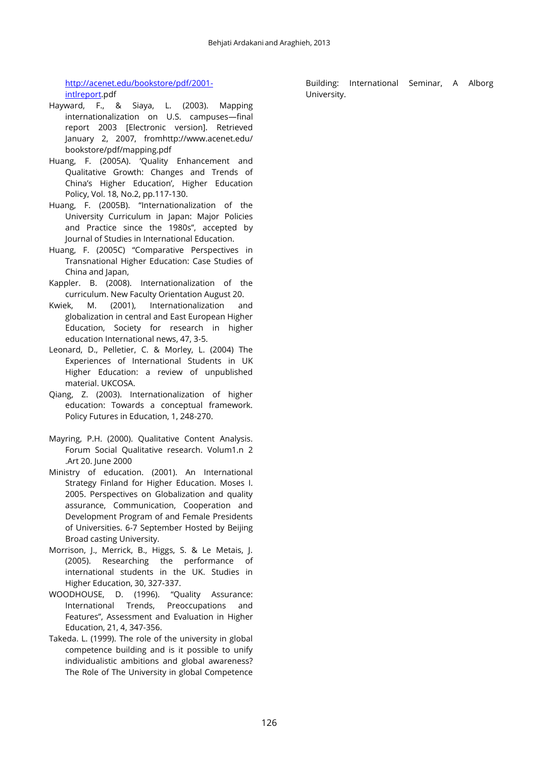http://acenet.edu/bookstore/pdf/2001-intlreport.pdf

Hayward, F., & Siaya, L. (2003). Mapping internationalization on U.S. campuses—final report 2003 [Electronic version]. Retrieved January 2, 2007, fromhttp://www.acenet.edu/bookstore/pdf/mapping.pdf

Huang, F. (2005A). 'Quality Enhancement and Qualitative Growth: Changes and Trends of China's Higher Education', Higher Education Policy, Vol. 18, No.2, pp.117-130.

Huang, F. (2005B). "Internationalization of the University Curriculum in Japan: Major Policies and Practice since the 1980s", accepted by Journal of Studies in International Education.

Huang, F. (2005C) "Comparative Perspectives in Transnational Higher Education: Case Studies of China and Japan,

Kappler. B. (2008). Internationalization of the curriculum. New Faculty Orientation August 20.

Kwiek, M. (2001), Internationalization and globalization in central and East European Higher Education, Society for research in higher education International news, 47, 3-5.

Leonard, D., Pelletier, C. & Morley, L. (2004) The Experiences of International Students in UK Higher Education: a review of unpublished material. UKCOSA.

Qiang, Z. (2003). Internationalization of higher education: Towards a conceptual framework. Policy Futures in Education, 1, 248-270.

Mayring, P.H. (2000). Qualitative Content Analysis. Forum Social Qualitative research. Volum1.n 2 .Art 20. June 2000

Ministry of education. (2001). An International Strategy Finland for Higher Education. Moses I. 2005. Perspectives on Globalization and quality assurance, Communication, Cooperation and Development Program of and Female Presidents of Universities. 6-7 September Hosted by Beijing Broad casting University.

Morrison, J., Merrick, B., Higgs, S. & Le Metais, J. (2005). Researching the performance of international students in the UK. Studies in Higher Education, 30, 327-337.

WOODHOUSE, D. (1996). "Quality Assurance: International Trends, Preoccupations and Features", Assessment and Evaluation in Higher Education, 21, 4, 347-356.

Takeda. L. (1999). The role of the university in global competence building and is it possible to unify individualistic ambitions and global awareness? The Role of The University in global Competence Building: International Seminar, A Alborg University.